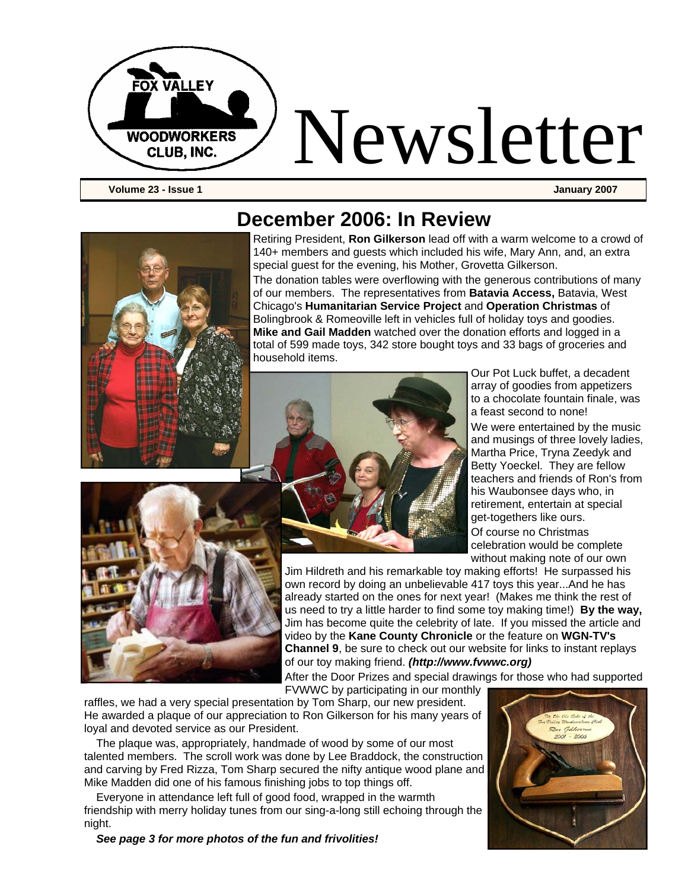# Newsletter

**Volume 23 - Issue 1** **January 2007**

## December 2006: In Review

Retiring President, **Ron Gilkerson** lead off with a warm welcome to a crowd of 140+ members and guests which included his wife, Mary Ann, and, an extra special guest for the evening, his Mother, Grovetta Gilkerson.

The donation tables were overflowing with the generous contributions of many of our members. The representatives from **Batavia Access,** Batavia, West Chicago's **Humanitarian Service Project** and **Operation Christmas** of Bolingbrook & Romeoville left in vehicles full of holiday toys and goodies. **Mike and Gail Madden** watched over the donation efforts and logged in a total of 599 made toys, 342 store bought toys and 33 bags of groceries and household items.

Our Pot Luck buffet, a decadent array of goodies from appetizers to a chocolate fountain finale, was a feast second to none!

We were entertained by the music and musings of three lovely ladies, Martha Price, Tryna Zeedyk and Betty Yoeckel. They are fellow teachers and friends of Ron's from his Waubonsee days who, in retirement, entertain at special get-togethers like ours.

Of course no Christmas celebration would be complete without making note of our own Jim Hildreth and his remarkable toy making efforts! He surpassed his own record by doing an unbelievable 417 toys this year...And he has already started on the ones for next year! (Makes me think the rest of us need to try a little harder to find some toy making time!) **By the way,** Jim has become quite the celebrity of late. If you missed the article and video by the **Kane County Chronicle** or the feature on **WGN-TV's Channel 9**, be sure to check out our website for links to instant replays of our toy making friend. ***(http://www.fvwwc.org)***

After the Door Prizes and special drawings for those who had supported FVWWC by participating in our monthly raffles, we had a very special presentation by Tom Sharp, our new president. He awarded a plaque of our appreciation to Ron Gilkerson for his many years of loyal and devoted service as our President.

The plaque was, appropriately, handmade of wood by some of our most talented members. The scroll work was done by Lee Braddock, the construction and carving by Fred Rizza, Tom Sharp secured the nifty antique wood plane and Mike Madden did one of his famous finishing jobs to top things off.

Everyone in attendance left full of good food, wrapped in the warmth friendship with merry holiday tunes from our sing-a-long still echoing through the night.

***See page 3 for more photos of the fun and frivolities!***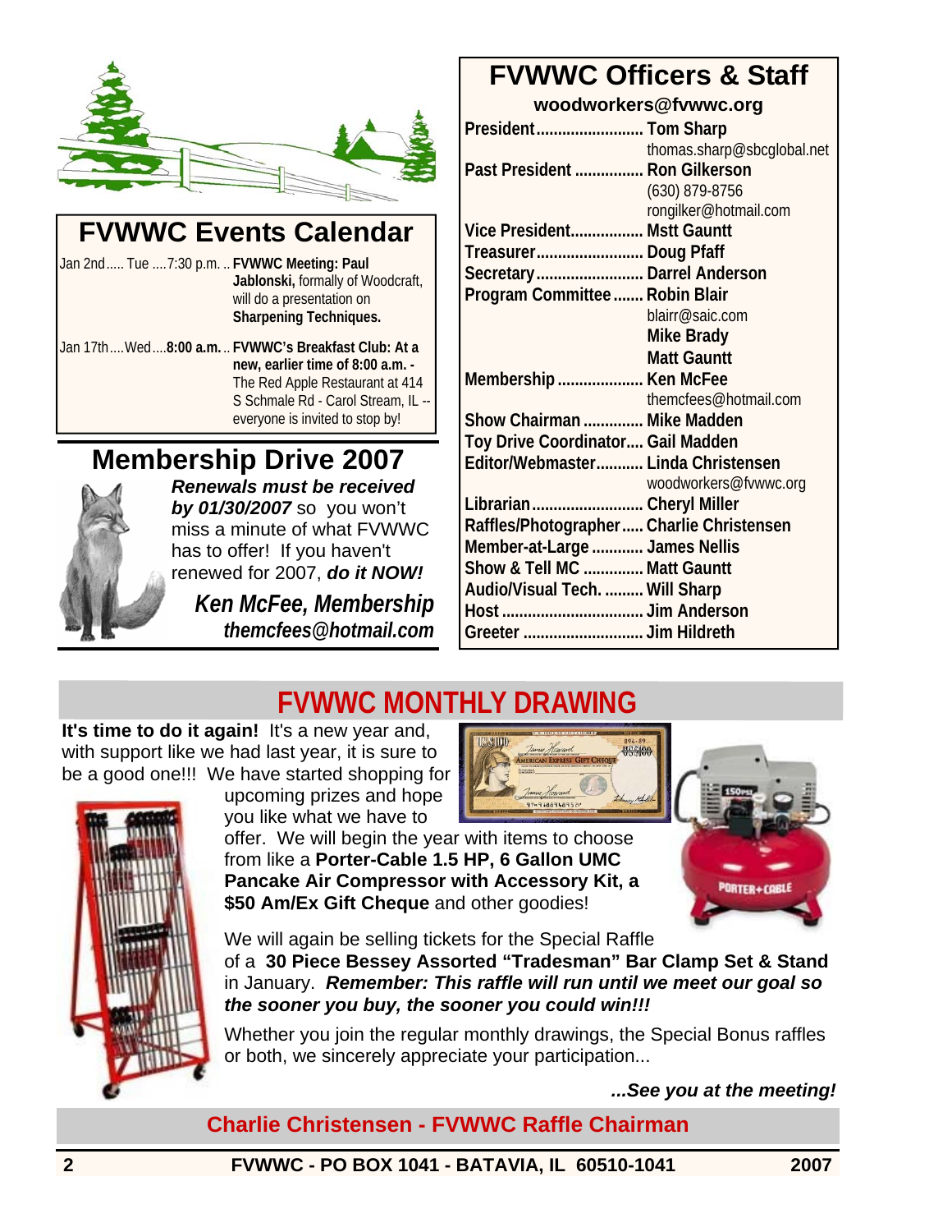## FVWWC Events Calendar

Jan 2nd..... Tue ....7:30 p.m. .. **FVWWC Meeting: Paul Jablonski,** formally of Woodcraft, will do a presentation on **Sharpening Techniques.**

Jan 17th....Wed....**8:00 a.m.**.. **FVWWC's Breakfast Club: At a new, earlier time of 8:00 a.m. -** The Red Apple Restaurant at 414 S Schmale Rd - Carol Stream, IL -- everyone is invited to stop by!

## Membership Drive 2007

***Renewals must be received by 01/30/2007*** so you won't miss a minute of what FVWWC has to offer! If you haven't renewed for 2007, ***do it NOW!***

***Ken McFee, Membership***
***themcfees@hotmail.com***

## FVWWC Officers & Staff

**woodworkers@fvwwc.org**

| Position | Name |
|---|---|
| **President** | **Tom Sharp**<br>thomas.sharp@sbcglobal.net |
| **Past President** | **Ron Gilkerson**<br>(630) 879-8756<br>rongilker@hotmail.com |
| **Vice President** | **Mstt Gauntt** |
| **Treasurer** | **Doug Pfaff** |
| **Secretary** | **Darrel Anderson** |
| **Program Committee** | **Robin Blair**<br>blairr@saic.com<br>**Mike Brady**<br>**Matt Gauntt** |
| **Membership** | **Ken McFee**<br>themcfees@hotmail.com |
| **Show Chairman** | **Mike Madden** |
| **Toy Drive Coordinator** | **Gail Madden** |
| **Editor/Webmaster** | **Linda Christensen**<br>woodworkers@fvwwc.org |
| **Librarian** | **Cheryl Miller** |
| **Raffles/Photographer** | **Charlie Christensen** |
| **Member-at-Large** | **James Nellis** |
| **Show & Tell MC** | **Matt Gauntt** |
| **Audio/Visual Tech.** | **Will Sharp** |
| **Host** | **Jim Anderson** |
| **Greeter** | **Jim Hildreth** |

## FVWWC MONTHLY DRAWING

**It's time to do it again!** It's a new year and, with support like we had last year, it is sure to be a good one!!! We have started shopping for upcoming prizes and hope you like what we have to offer. We will begin the year with items to choose from like a **Porter-Cable 1.5 HP, 6 Gallon UMC Pancake Air Compressor with Accessory Kit, a $50 Am/Ex Gift Cheque** and other goodies!

We will again be selling tickets for the Special Raffle of a **30 Piece Bessey Assorted "Tradesman" Bar Clamp Set & Stand** in January. ***Remember: This raffle will run until we meet our goal so the sooner you buy, the sooner you could win!!!***

Whether you join the regular monthly drawings, the Special Bonus raffles or both, we sincerely appreciate your participation...

***...See you at the meeting!***

**Charlie Christensen - FVWWC Raffle Chairman**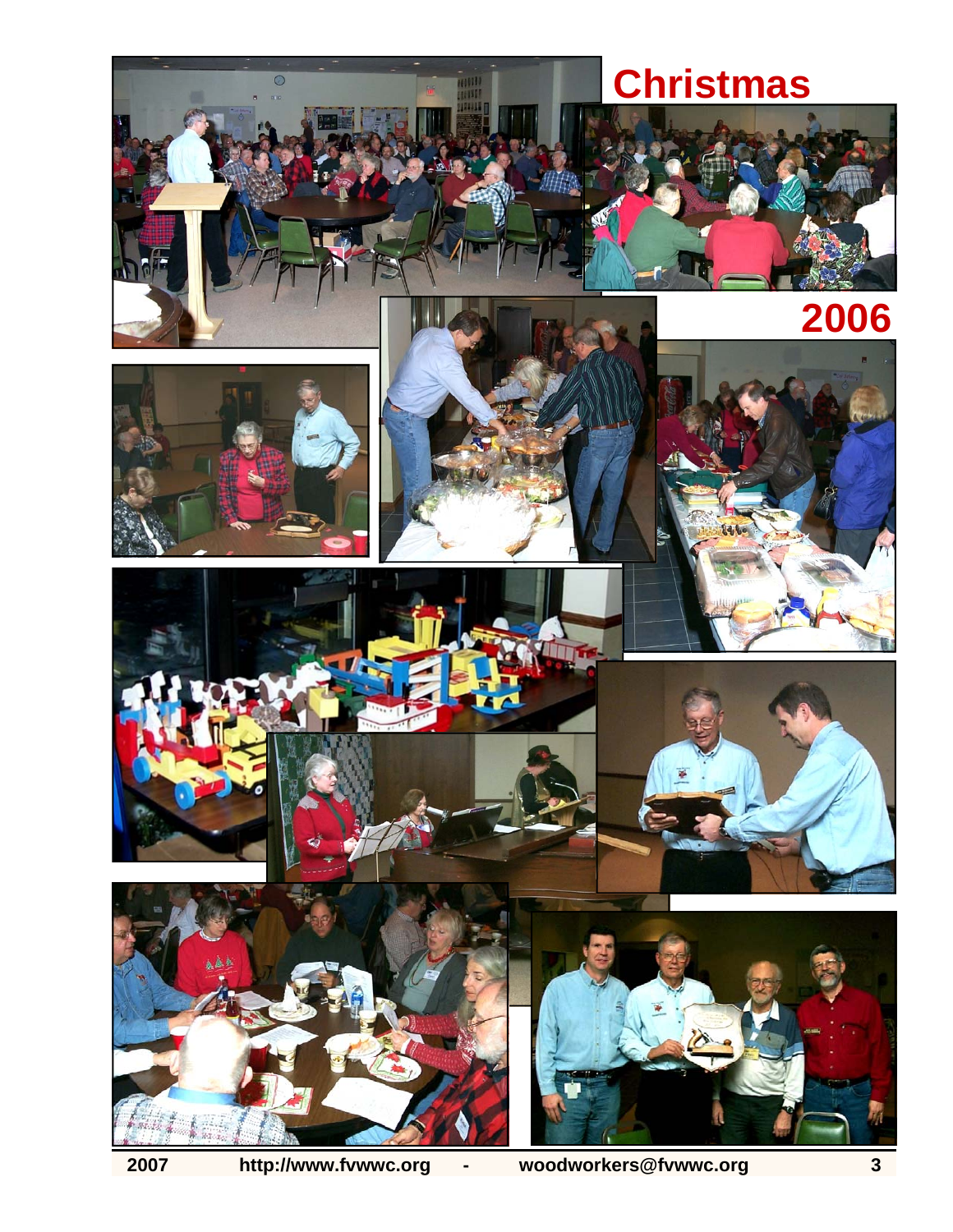# Christmas 2006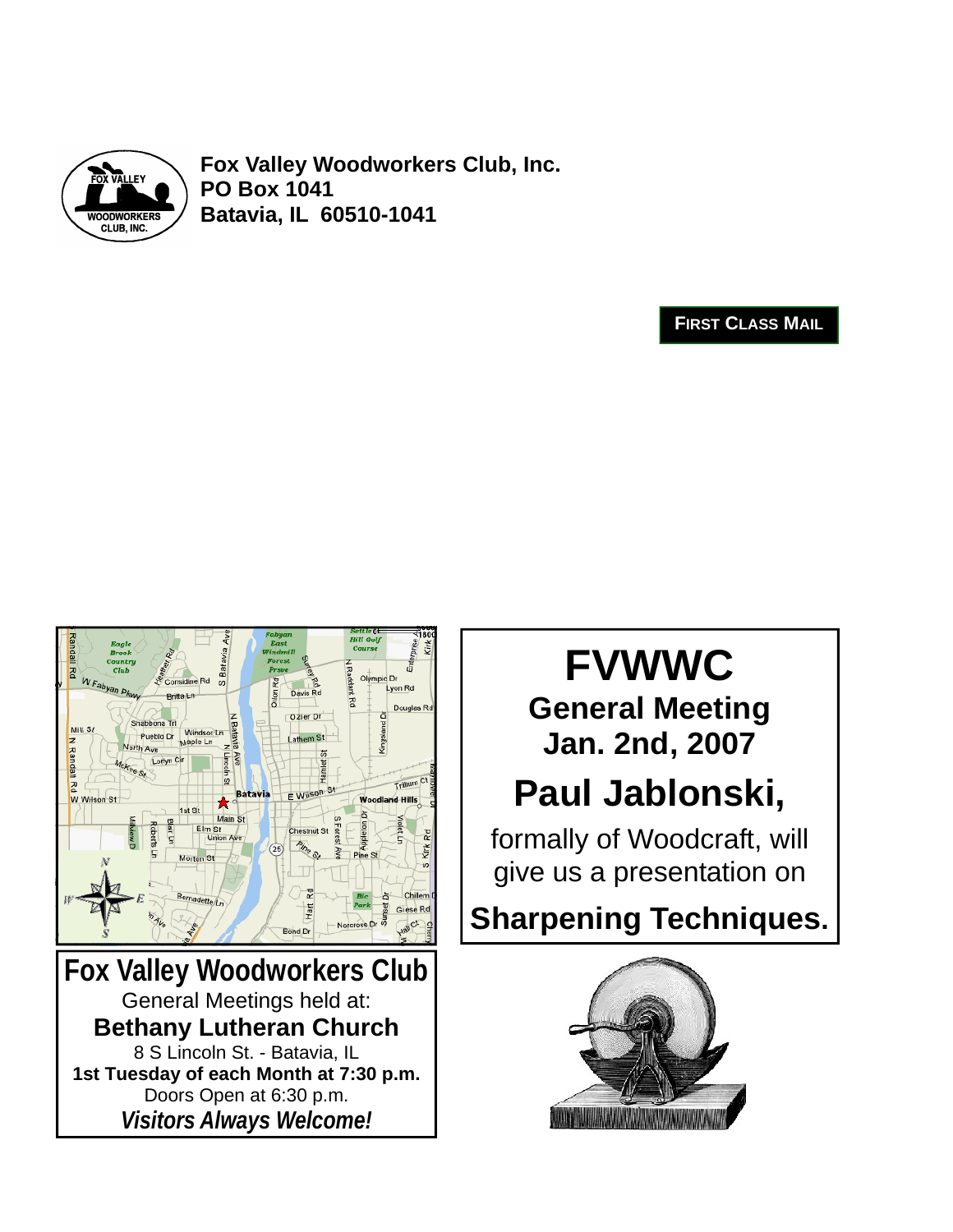**Fox Valley Woodworkers Club, Inc.**
**PO Box 1041**
**Batavia, IL 60510-1041**

**FIRST CLASS MAIL**

# FVWWC

## General Meeting
## Jan. 2nd, 2007

# Paul Jablonski,

formally of Woodcraft, will give us a presentation on

**Sharpening Techniques.**

**Fox Valley Woodworkers Club**

General Meetings held at:

**Bethany Lutheran Church**

8 S Lincoln St. - Batavia, IL

**1st Tuesday of each Month at 7:30 p.m.**

Doors Open at 6:30 p.m.

***Visitors Always Welcome!***